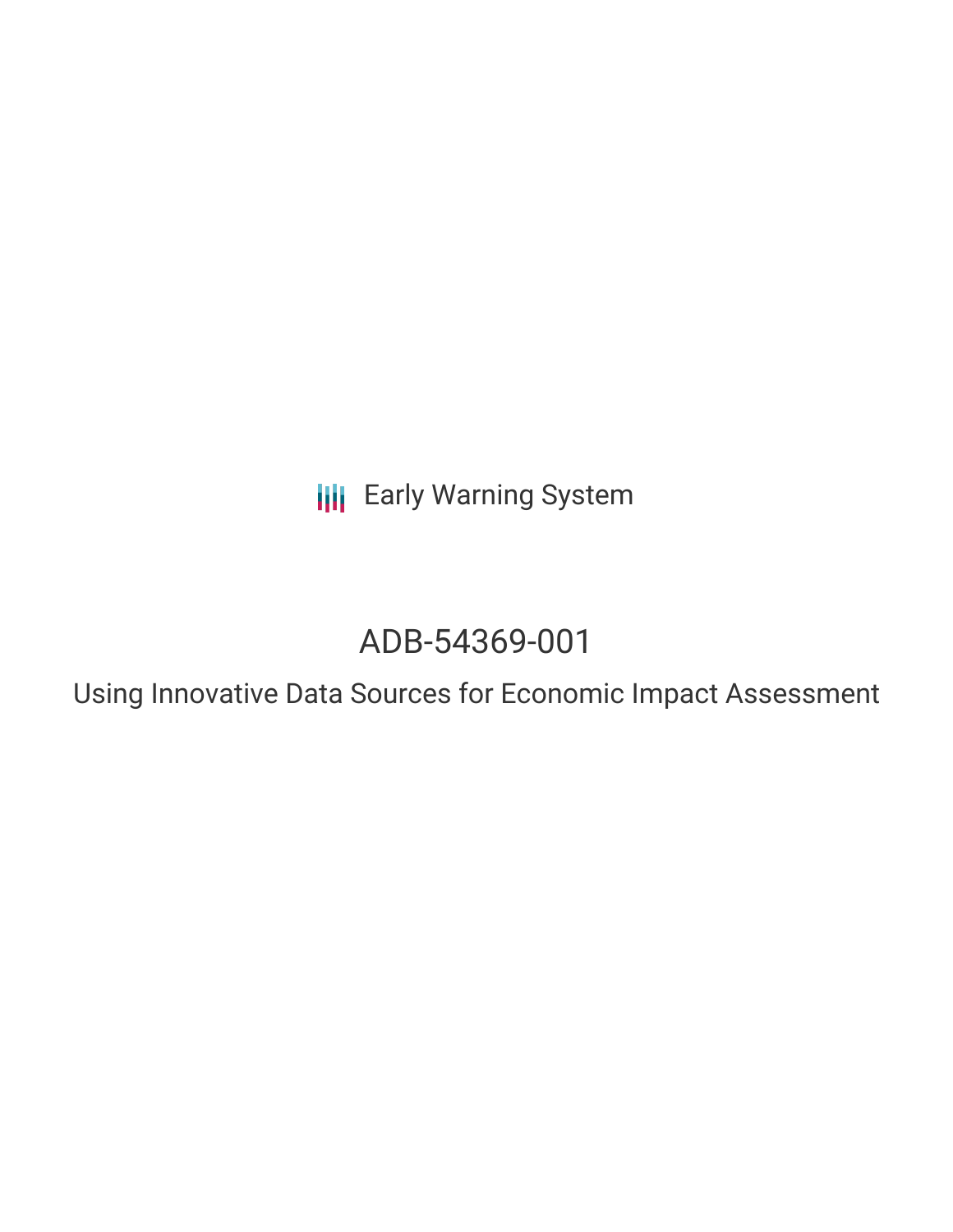Early Warning System

# ADB-54369-001

## Using Innovative Data Sources for Economic Impact Assessment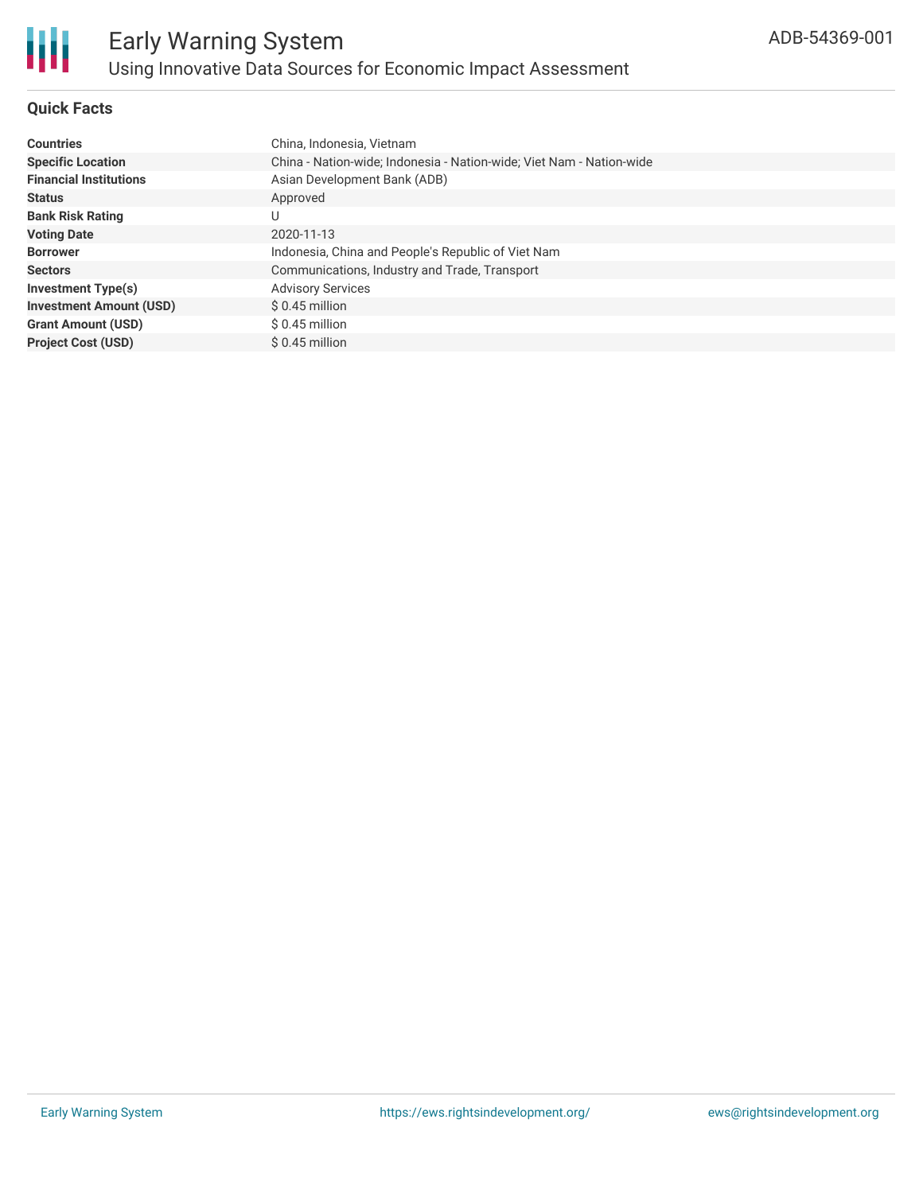# Early Warning System

## Using Innovative Data Sources for Economic Impact Assessment

ADB-54369-001

### Quick Facts

| | |
|---|---|
| **Countries** | China, Indonesia, Vietnam |
| **Specific Location** | China - Nation-wide; Indonesia - Nation-wide; Viet Nam - Nation-wide |
| **Financial Institutions** | Asian Development Bank (ADB) |
| **Status** | Approved |
| **Bank Risk Rating** | U |
| **Voting Date** | 2020-11-13 |
| **Borrower** | Indonesia, China and People's Republic of Viet Nam |
| **Sectors** | Communications, Industry and Trade, Transport |
| **Investment Type(s)** | Advisory Services |
| **Investment Amount (USD)** | $ 0.45 million |
| **Grant Amount (USD)** | $ 0.45 million |
| **Project Cost (USD)** | $ 0.45 million |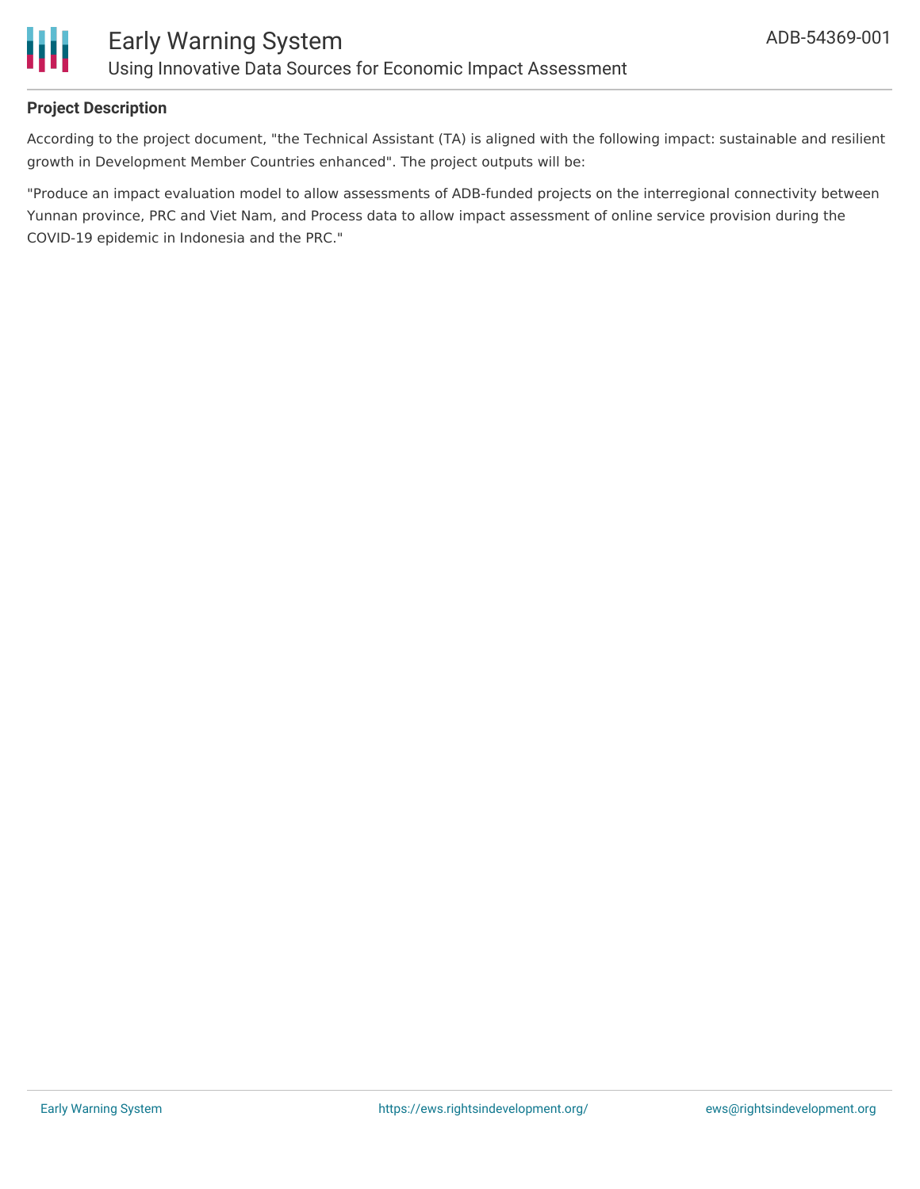## Project Description

According to the project document, "the Technical Assistant (TA) is aligned with the following impact: sustainable and resilient growth in Development Member Countries enhanced". The project outputs will be:

"Produce an impact evaluation model to allow assessments of ADB-funded projects on the interregional connectivity between Yunnan province, PRC and Viet Nam, and Process data to allow impact assessment of online service provision during the COVID-19 epidemic in Indonesia and the PRC."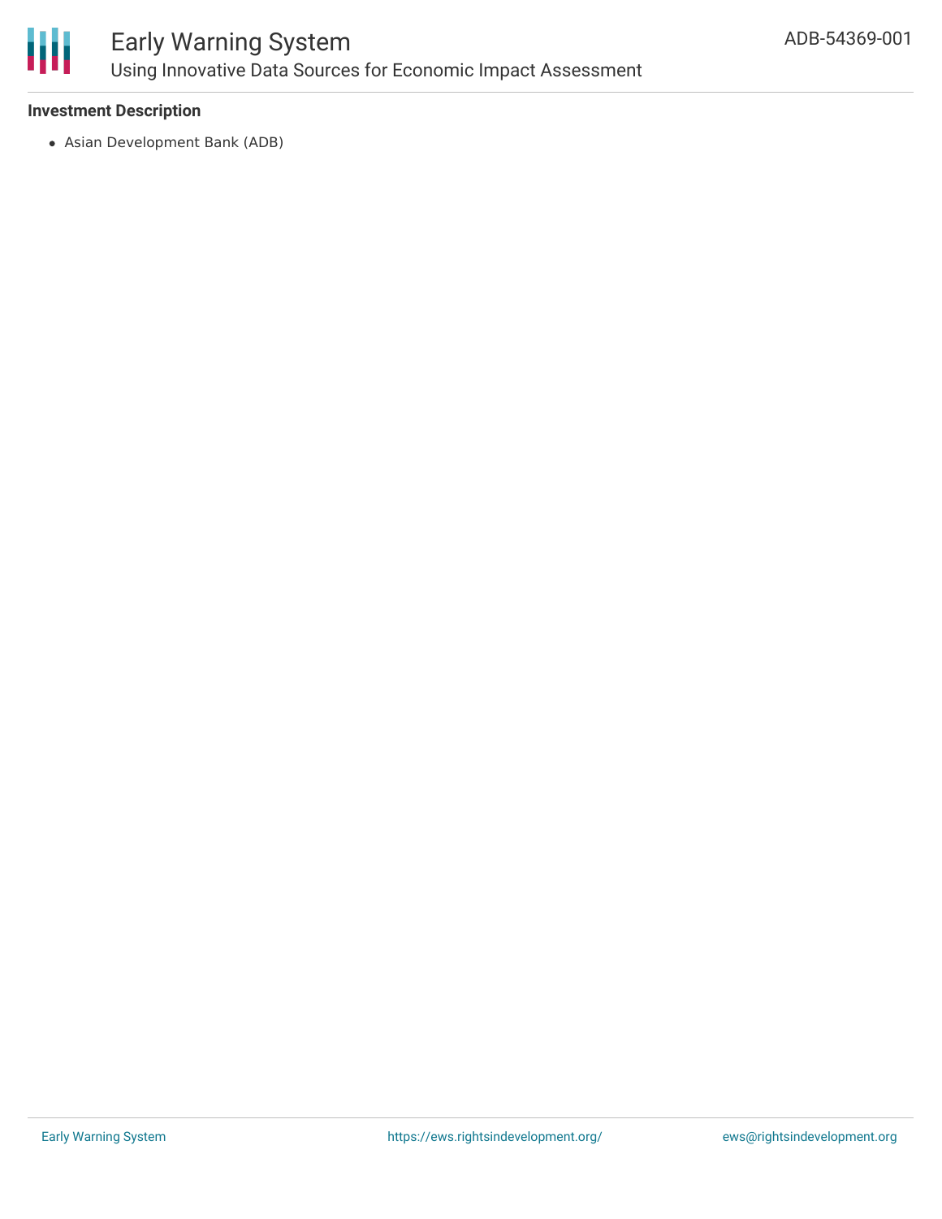**Investment Description**

- Asian Development Bank (ADB)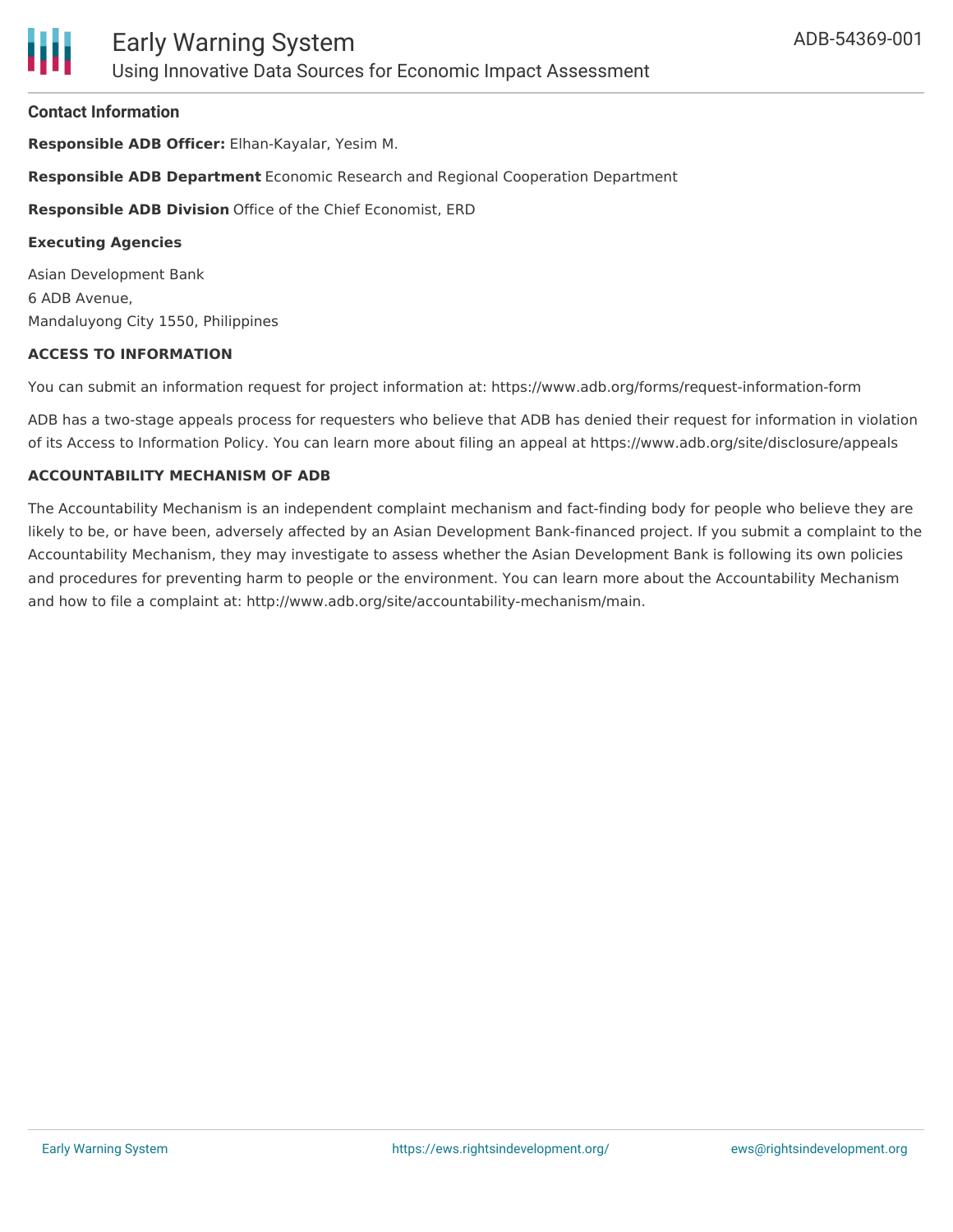### Contact Information

**Responsible ADB Officer:** Elhan-Kayalar, Yesim M.

**Responsible ADB Department** Economic Research and Regional Cooperation Department

**Responsible ADB Division** Office of the Chief Economist, ERD

**Executing Agencies**

Asian Development Bank
6 ADB Avenue,
Mandaluyong City 1550, Philippines

#### ACCESS TO INFORMATION

You can submit an information request for project information at: https://www.adb.org/forms/request-information-form

ADB has a two-stage appeals process for requesters who believe that ADB has denied their request for information in violation of its Access to Information Policy. You can learn more about filing an appeal at https://www.adb.org/site/disclosure/appeals

#### ACCOUNTABILITY MECHANISM OF ADB

The Accountability Mechanism is an independent complaint mechanism and fact-finding body for people who believe they are likely to be, or have been, adversely affected by an Asian Development Bank-financed project. If you submit a complaint to the Accountability Mechanism, they may investigate to assess whether the Asian Development Bank is following its own policies and procedures for preventing harm to people or the environment. You can learn more about the Accountability Mechanism and how to file a complaint at: http://www.adb.org/site/accountability-mechanism/main.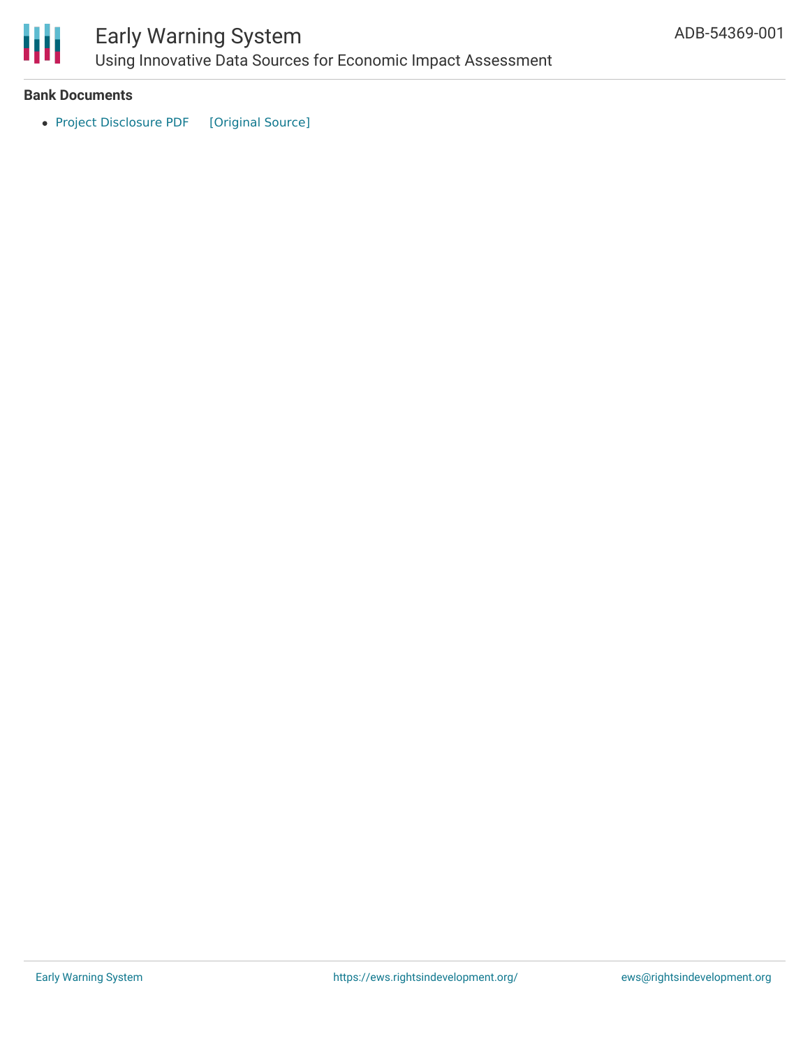## Bank Documents

- Project Disclosure PDF [Original Source]